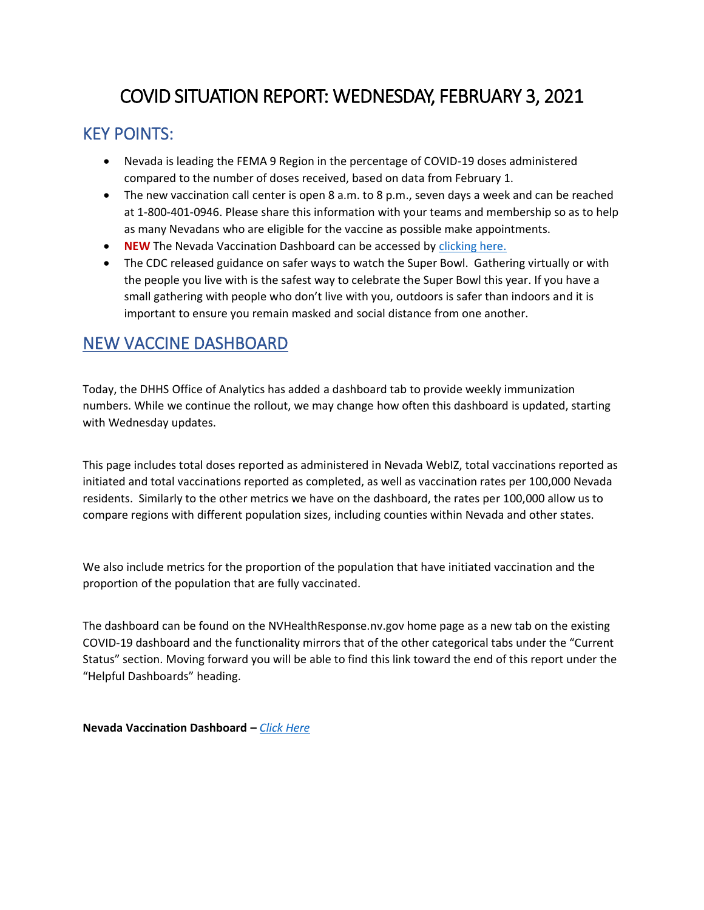# COVID SITUATION REPORT: WEDNESDAY, FEBRUARY 3, 2021

## KEY POINTS:

- Nevada is leading the FEMA 9 Region in the percentage of COVID-19 doses administered compared to the number of doses received, based on data from February 1.
- The new vaccination call center is open 8 a.m. to 8 p.m., seven days a week and can be reached at 1-800-401-0946. Please share this information with your teams and membership so as to help as many Nevadans who are eligible for the vaccine as possible make appointments.
- **NEW** The Nevada Vaccination Dashboard can be accessed by clicking here.
- The CDC released guidance on safer ways to watch the Super Bowl. Gathering virtually or with the people you live with is the safest way to celebrate the Super Bowl this year. If you have a small gathering with people who don't live with you, outdoors is safer than indoors and it is important to ensure you remain masked and social distance from one another.

## NEW VACCINE DASHBOARD

Today, the DHHS Office of Analytics has added a dashboard tab to provide weekly immunization numbers. While we continue the rollout, we may change how often this dashboard is updated, starting with Wednesday updates.

This page includes total doses reported as administered in Nevada WebIZ, total vaccinations reported as initiated and total vaccinations reported as completed, as well as vaccination rates per 100,000 Nevada residents. Similarly to the other metrics we have on the dashboard, the rates per 100,000 allow us to compare regions with different population sizes, including counties within Nevada and other states.

We also include metrics for the proportion of the population that have initiated vaccination and the proportion of the population that are fully vaccinated.

The dashboard can be found on the NVHealthResponse.nv.gov home page as a new tab on the existing COVID-19 dashboard and the functionality mirrors that of the other categorical tabs under the "Current Status" section. Moving forward you will be able to find this link toward the end of this report under the "Helpful Dashboards" heading.

**Nevada Vaccination Dashboard –** *Click Here*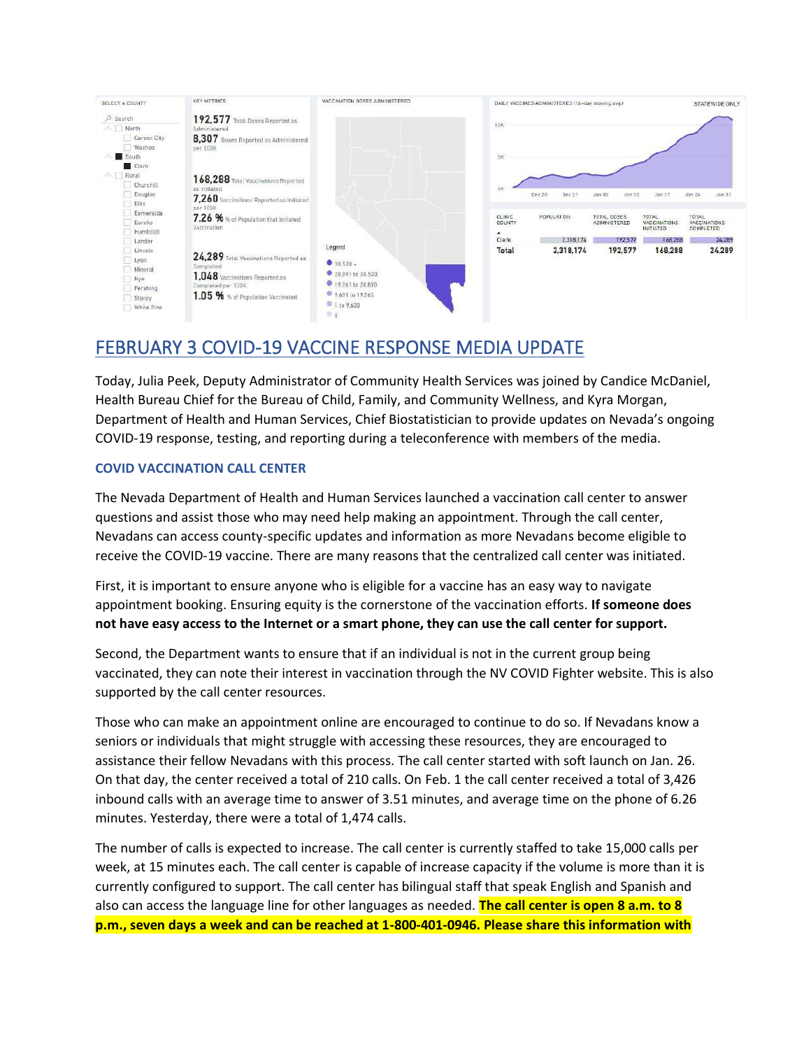| SELECT A COUNTY | KEY METRICS | | |
|---|---|---|---|
| North: Carson City, Washoe | 192,577 Total Doses Reported as Administered | | |
| South: Clark | 8,307 Doses Reported as Administered per 100K | | |
| Rural: Churchill, Douglas, Elko, Esmeralda, Eureka, Humboldt, Lander, Lincoln, Lyon, Mineral, Nye, Pershing, Storey, White Pine | 168,288 Total Vaccinations Reported as Initiated | | |
| | 7,260 Vaccinations Reported as Initiated per 100K | | |
| | 7.26 % % of Population that Initiated Vaccination | | |
| | 24,289 Total Vaccinations Reported as Completed | | |
| | 1,048 Vaccinations Reported as Completed per 100K | | |
| | 1.05 % % of Population Vaccinated | | |

| CLINIC COUNTY | POPULATION | TOTAL DOSES ADMINISTERED | TOTAL VACCINATIONS INITIATED | TOTAL VACCINATIONS COMPLETED |
|---|---|---|---|---|
| Clark | 2,318,174 | 192,577 | 168,288 | 24,289 |
| **Total** | **2,318,174** | **192,577** | **168,288** | **24,289** |

## FEBRUARY 3 COVID-19 VACCINE RESPONSE MEDIA UPDATE

Today, Julia Peek, Deputy Administrator of Community Health Services was joined by Candice McDaniel, Health Bureau Chief for the Bureau of Child, Family, and Community Wellness, and Kyra Morgan, Department of Health and Human Services, Chief Biostatistician to provide updates on Nevada's ongoing COVID-19 response, testing, and reporting during a teleconference with members of the media.

### COVID VACCINATION CALL CENTER

The Nevada Department of Health and Human Services launched a vaccination call center to answer questions and assist those who may need help making an appointment. Through the call center, Nevadans can access county-specific updates and information as more Nevadans become eligible to receive the COVID-19 vaccine. There are many reasons that the centralized call center was initiated.

First, it is important to ensure anyone who is eligible for a vaccine has an easy way to navigate appointment booking. Ensuring equity is the cornerstone of the vaccination efforts. **If someone does not have easy access to the Internet or a smart phone, they can use the call center for support.**

Second, the Department wants to ensure that if an individual is not in the current group being vaccinated, they can note their interest in vaccination through the NV COVID Fighter website. This is also supported by the call center resources.

Those who can make an appointment online are encouraged to continue to do so. If Nevadans know a seniors or individuals that might struggle with accessing these resources, they are encouraged to assistance their fellow Nevadans with this process. The call center started with soft launch on Jan. 26. On that day, the center received a total of 210 calls. On Feb. 1 the call center received a total of 3,426 inbound calls with an average time to answer of 3.51 minutes, and average time on the phone of 6.26 minutes. Yesterday, there were a total of 1,474 calls.

The number of calls is expected to increase. The call center is currently staffed to take 15,000 calls per week, at 15 minutes each. The call center is capable of increase capacity if the volume is more than it is currently configured to support. The call center has bilingual staff that speak English and Spanish and also can access the language line for other languages as needed. **The call center is open 8 a.m. to 8 p.m., seven days a week and can be reached at 1-800-401-0946. Please share this information with**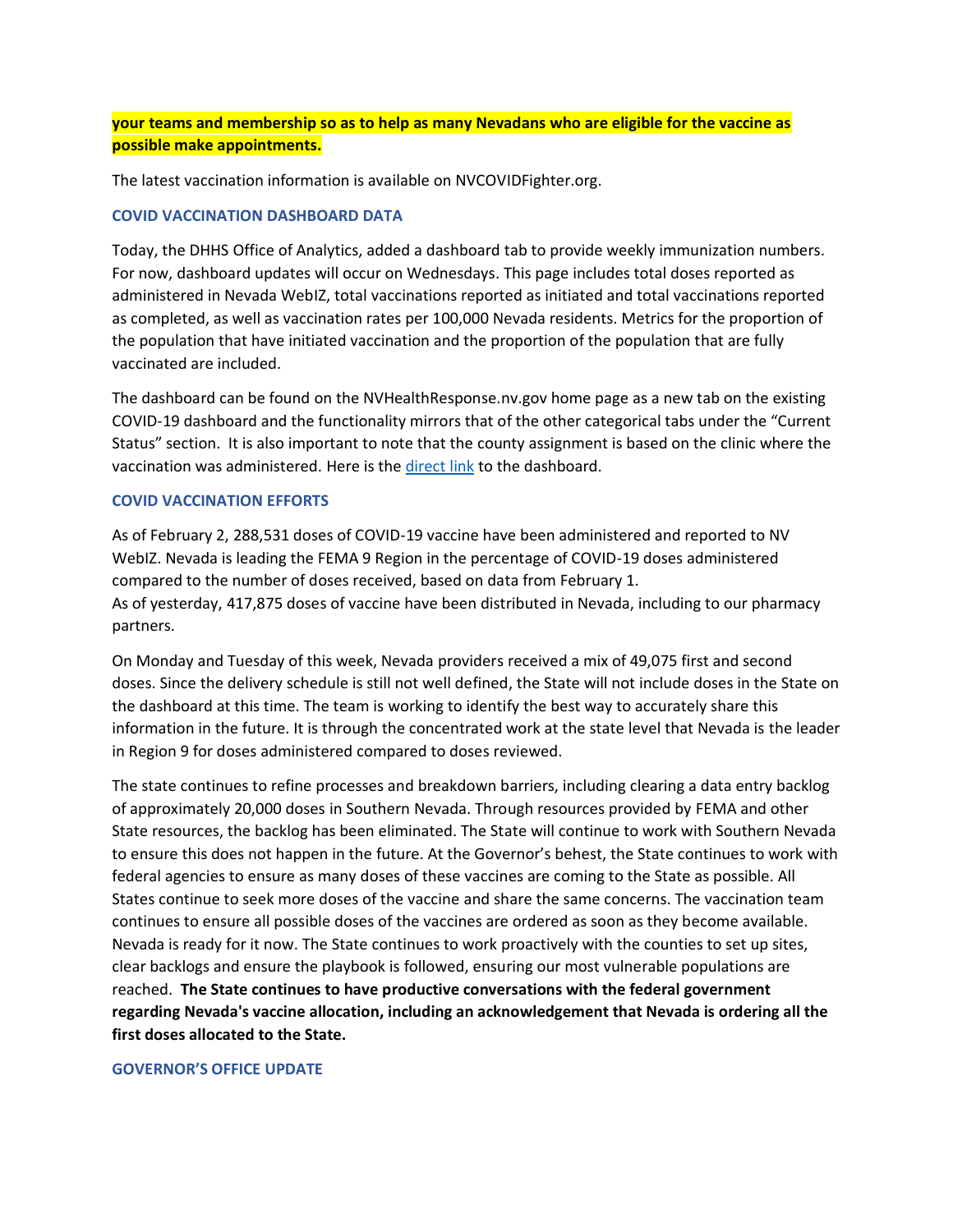**your teams and membership so as to help as many Nevadans who are eligible for the vaccine as possible make appointments.**

The latest vaccination information is available on NVCOVIDFighter.org.

## COVID VACCINATION DASHBOARD DATA

Today, the DHHS Office of Analytics, added a dashboard tab to provide weekly immunization numbers. For now, dashboard updates will occur on Wednesdays. This page includes total doses reported as administered in Nevada WebIZ, total vaccinations reported as initiated and total vaccinations reported as completed, as well as vaccination rates per 100,000 Nevada residents. Metrics for the proportion of the population that have initiated vaccination and the proportion of the population that are fully vaccinated are included.

The dashboard can be found on the NVHealthResponse.nv.gov home page as a new tab on the existing COVID-19 dashboard and the functionality mirrors that of the other categorical tabs under the "Current Status" section. It is also important to note that the county assignment is based on the clinic where the vaccination was administered. Here is the [direct link]() to the dashboard.

## COVID VACCINATION EFFORTS

As of February 2, 288,531 doses of COVID-19 vaccine have been administered and reported to NV WebIZ. Nevada is leading the FEMA 9 Region in the percentage of COVID-19 doses administered compared to the number of doses received, based on data from February 1.
As of yesterday, 417,875 doses of vaccine have been distributed in Nevada, including to our pharmacy partners.

On Monday and Tuesday of this week, Nevada providers received a mix of 49,075 first and second doses. Since the delivery schedule is still not well defined, the State will not include doses in the State on the dashboard at this time. The team is working to identify the best way to accurately share this information in the future. It is through the concentrated work at the state level that Nevada is the leader in Region 9 for doses administered compared to doses reviewed.

The state continues to refine processes and breakdown barriers, including clearing a data entry backlog of approximately 20,000 doses in Southern Nevada. Through resources provided by FEMA and other State resources, the backlog has been eliminated. The State will continue to work with Southern Nevada to ensure this does not happen in the future. At the Governor's behest, the State continues to work with federal agencies to ensure as many doses of these vaccines are coming to the State as possible. All States continue to seek more doses of the vaccine and share the same concerns. The vaccination team continues to ensure all possible doses of the vaccines are ordered as soon as they become available. Nevada is ready for it now. The State continues to work proactively with the counties to set up sites, clear backlogs and ensure the playbook is followed, ensuring our most vulnerable populations are reached. **The State continues to have productive conversations with the federal government regarding Nevada's vaccine allocation, including an acknowledgement that Nevada is ordering all the first doses allocated to the State.**

## GOVERNOR'S OFFICE UPDATE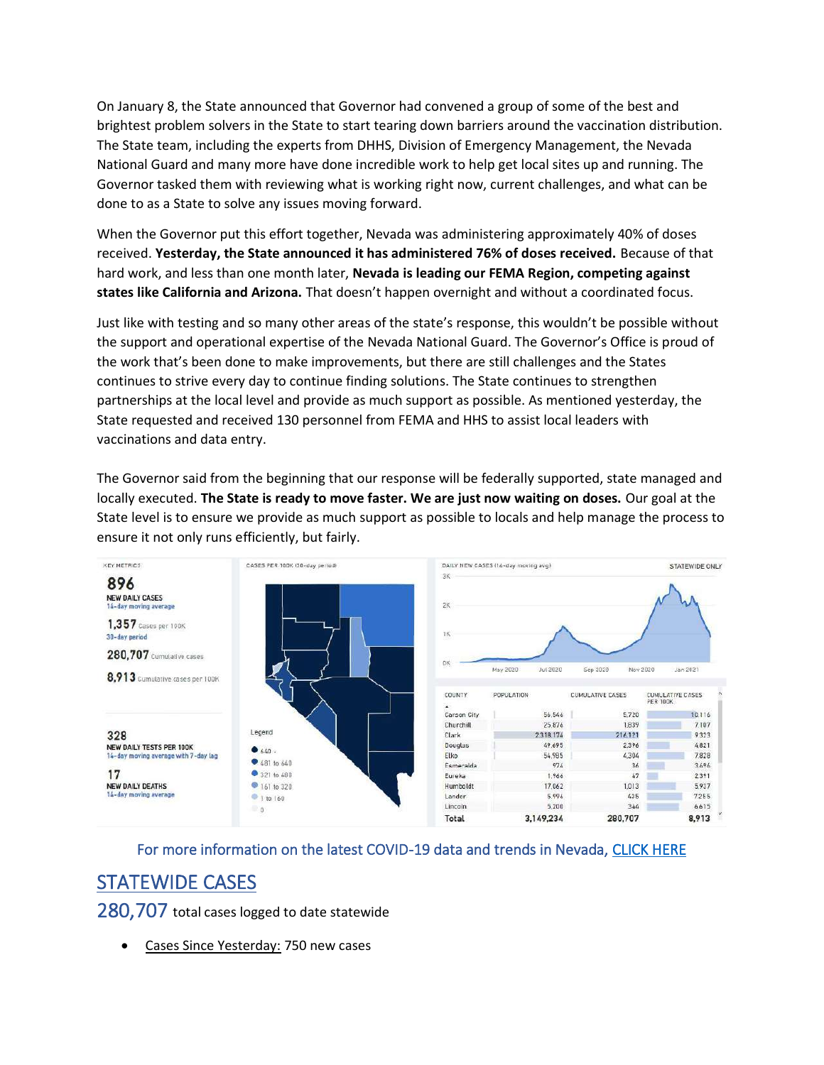On January 8, the State announced that Governor had convened a group of some of the best and brightest problem solvers in the State to start tearing down barriers around the vaccination distribution. The State team, including the experts from DHHS, Division of Emergency Management, the Nevada National Guard and many more have done incredible work to help get local sites up and running. The Governor tasked them with reviewing what is working right now, current challenges, and what can be done to as a State to solve any issues moving forward.

When the Governor put this effort together, Nevada was administering approximately 40% of doses received. **Yesterday, the State announced it has administered 76% of doses received.** Because of that hard work, and less than one month later, **Nevada is leading our FEMA Region, competing against states like California and Arizona.** That doesn't happen overnight and without a coordinated focus.

Just like with testing and so many other areas of the state's response, this wouldn't be possible without the support and operational expertise of the Nevada National Guard. The Governor's Office is proud of the work that's been done to make improvements, but there are still challenges and the States continues to strive every day to continue finding solutions. The State continues to strengthen partnerships at the local level and provide as much support as possible. As mentioned yesterday, the State requested and received 130 personnel from FEMA and HHS to assist local leaders with vaccinations and data entry.

The Governor said from the beginning that our response will be federally supported, state managed and locally executed. **The State is ready to move faster. We are just now waiting on doses.** Our goal at the State level is to ensure we provide as much support as possible to locals and help manage the process to ensure it not only runs efficiently, but fairly.

KEY METRICS

**896** NEW DAILY CASES (14-day moving average)

**1,357** Cases per 100K (30-day period)

**280,707** Cumulative cases

**8,913** Cumulative cases per 100K

**328** NEW DAILY TESTS PER 100K (14-day moving average with 7-day lag)

**17** NEW DAILY DEATHS (14-day moving average)

CASES PER 100K (30-day period)

Legend: 640 + ; 481 to 640 ; 321 to 480 ; 161 to 320 ; 1 to 160 ; 0

DAILY NEW CASES (14-day moving avg) — STATEWIDE ONLY

| COUNTY | POPULATION | CUMULATIVE CASES | CUMULATIVE CASES PER 100K |
|---|---|---|---|
| Carson City | 56,546 | 5,720 | 10,116 |
| Churchill | 25,876 | 1,839 | 7,107 |
| Clark | 2,318,174 | 216,121 | 9,323 |
| Douglas | 49,695 | 2,396 | 4,821 |
| Elko | 54,985 | 4,304 | 7,828 |
| Esmeralda | 974 | 36 | 3,696 |
| Eureka | 1,966 | 47 | 2,391 |
| Humboldt | 17,062 | 1,013 | 5,937 |
| Lander | 5,996 | 435 | 7,255 |
| Lincoln | 5,200 | 344 | 6,615 |
| Total | 3,149,234 | 280,707 | 8,913 |

For more information on the latest COVID-19 data and trends in Nevada, CLICK HERE

## STATEWIDE CASES

280,707 total cases logged to date statewide

- Cases Since Yesterday: 750 new cases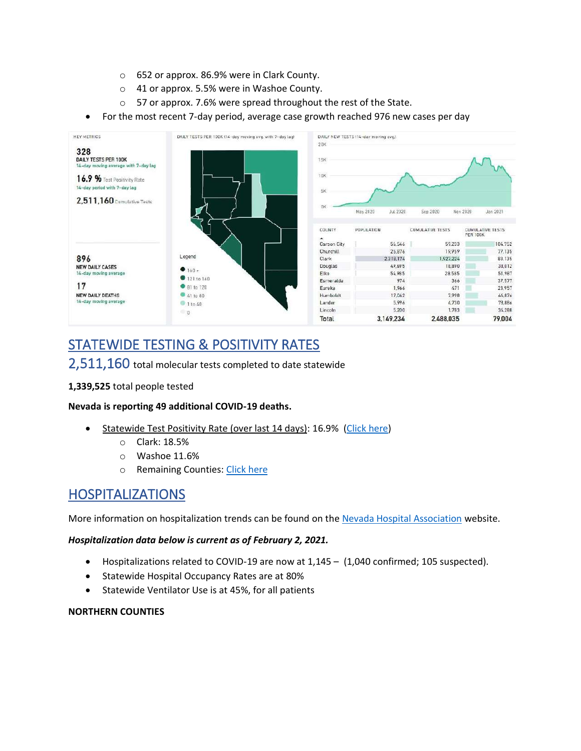- 652 or approx. 86.9% were in Clark County.
- 41 or approx. 5.5% were in Washoe County.
- 57 or approx. 7.6% were spread throughout the rest of the State.

- For the most recent 7-day period, average case growth reached 976 new cases per day

KEY METRICS

**328** DAILY TESTS PER 100K
14-day moving average with 7-day lag

**16.9 %** Test Positivity Rate
14-day period with 7-day lag

**2,511,160** Cumulative Tests

**896** NEW DAILY CASES
14-day moving average

**17** NEW DAILY DEATHS
14-day moving average

DAILY TESTS PER 100K (14-day moving avg. with 7-day lag)

Legend
- 160 +
- 121 to 160
- 81 to 120
- 41 to 80
- 1 to 40
- 0

DAILY NEW TESTS (14-day moving avg.)

| COUNTY | POPULATION | CUMULATIVE TESTS | CUMULATIVE TESTS PER 100K |
|---|---|---|---|
| Carson City | 56,546 | 59,233 | 104,752 |
| Churchill | 25,876 | 19,959 | 77,135 |
| Clark | 2,318,174 | 1,927,224 | 83,135 |
| Douglas | 49,695 | 18,890 | 38,012 |
| Elko | 54,985 | 28,585 | 51,987 |
| Esmeralda | 974 | 366 | 37,577 |
| Eureka | 1,966 | 471 | 23,957 |
| Humboldt | 17,062 | 7,998 | 46,876 |
| Lander | 5,996 | 4,730 | 78,886 |
| Lincoln | 5,200 | 1,783 | 34,288 |
| Total | 3,149,234 | 2,488,035 | 79,004 |

## STATEWIDE TESTING & POSITIVITY RATES

2,511,160 total molecular tests completed to date statewide

**1,339,525** total people tested

**Nevada is reporting 49 additional COVID-19 deaths.**

- Statewide Test Positivity Rate (over last 14 days): 16.9% (Click here)
  - Clark: 18.5%
  - Washoe 11.6%
  - Remaining Counties: Click here

## HOSPITALIZATIONS

More information on hospitalization trends can be found on the Nevada Hospital Association website.

***Hospitalization data below is current as of February 2, 2021.***

- Hospitalizations related to COVID-19 are now at 1,145 – (1,040 confirmed; 105 suspected).
- Statewide Hospital Occupancy Rates are at 80%
- Statewide Ventilator Use is at 45%, for all patients

**NORTHERN COUNTIES**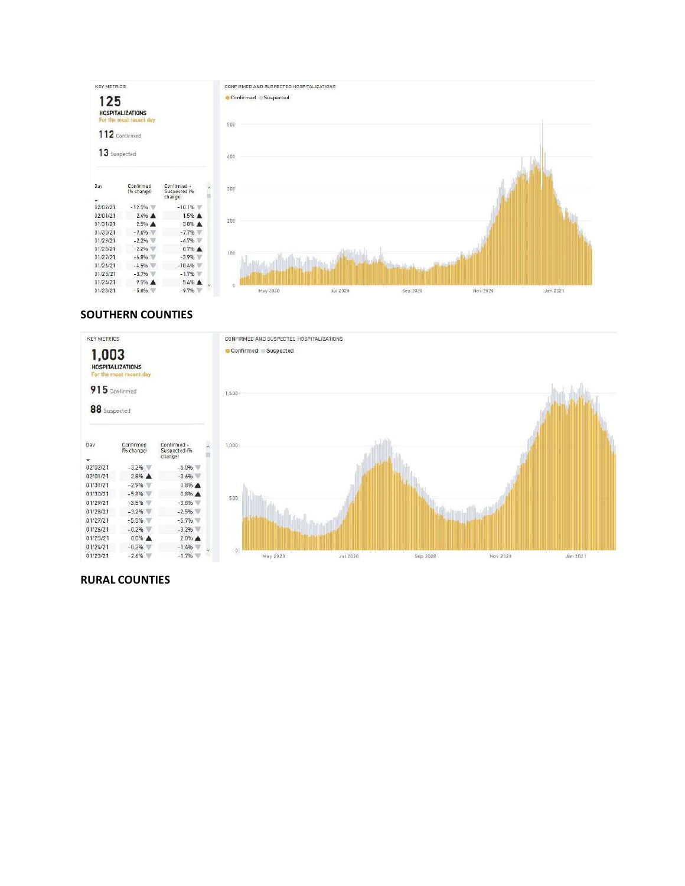KEY METRICS

**125**
HOSPITALIZATIONS
For the most recent day

**112** Confirmed

**13** Suspected

| Day | Confirmed (% change) | Confirmed + Suspected (% change) |
|---|---|---|
| 02/02/21 | -12.5% ▼ | -10.1% ▼ |
| 02/01/21 | 2.4% ▲ | 1.5% ▲ |
| 01/31/21 | 2.5% ▲ | 3.8% ▲ |
| 01/30/21 | -7.6% ▼ | -7.7% ▼ |
| 01/29/21 | -2.2% ▼ | -4.7% ▼ |
| 01/28/21 | -2.2% ▼ | 0.7% ▲ |
| 01/27/21 | -6.8% ▼ | -3.9% ▼ |
| 01/26/21 | -4.5% ▼ | -10.4% ▼ |
| 01/25/21 | -3.7% ▼ | -1.7% ▼ |
| 01/24/21 | 9.5% ▲ | 5.4% ▲ |
| 01/23/21 | -5.8% ▼ | -9.7% ▼ |

CONFIRMED AND SUSPECTED HOSPITALIZATIONS

Confirmed Suspected

## SOUTHERN COUNTIES

KEY METRICS

**1,003**
HOSPITALIZATIONS
For the most recent day

**915** Confirmed

**88** Suspected

| Day | Confirmed (% change) | Confirmed + Suspected (% change) |
|---|---|---|
| 02/02/21 | -3.2% ▼ | -5.0% ▼ |
| 02/01/21 | 2.8% ▲ | -3.6% ▼ |
| 01/31/21 | -2.9% ▼ | 0.8% ▲ |
| 01/30/21 | -5.8% ▼ | 0.8% ▲ |
| 01/29/21 | -3.5% ▼ | -3.8% ▼ |
| 01/28/21 | -3.2% ▼ | -2.5% ▼ |
| 01/27/21 | -5.5% ▼ | -5.7% ▼ |
| 01/26/21 | -0.2% ▼ | -3.2% ▼ |
| 01/25/21 | 0.0% ▲ | 2.0% ▲ |
| 01/24/21 | -0.2% ▼ | -1.4% ▼ |
| 01/23/21 | -2.6% ▼ | -1.7% ▼ |

CONFIRMED AND SUSPECTED HOSPITALIZATIONS

Confirmed Suspected

## RURAL COUNTIES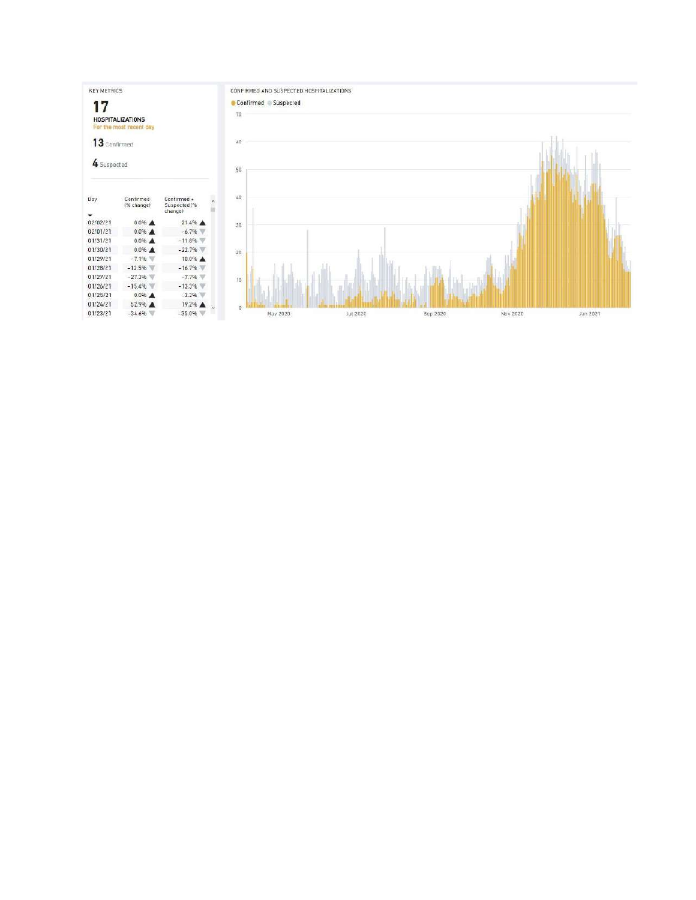KEY METRICS

# 17

**HOSPITALIZATIONS**
For the most recent day

**13** Confirmed

**4** Suspected

| Day | Confirmed (% change) | Confirmed + Suspected (% change) |
|---|---|---|
| 02/02/21 | 0.0% ▲ | 21.4% ▲ |
| 02/01/21 | 0.0% ▲ | -6.7% ▼ |
| 01/31/21 | 0.0% ▲ | -11.8% ▼ |
| 01/30/21 | 0.0% ▲ | -22.7% ▼ |
| 01/29/21 | -7.1% ▼ | 10.0% ▲ |
| 01/28/21 | -12.5% ▼ | -16.7% ▼ |
| 01/27/21 | -27.3% ▼ | -7.7% ▼ |
| 01/26/21 | -15.4% ▼ | -13.3% ▼ |
| 01/25/21 | 0.0% ▲ | -3.2% ▼ |
| 01/24/21 | 52.9% ▲ | 19.2% ▲ |
| 01/23/21 | -34.6% ▼ | -35.0% ▼ |

CONFIRMED AND SUSPECTED HOSPITALIZATIONS

Confirmed Suspected

70 60 50 40 30 20 10 0

May 2020 Jul 2020 Sep 2020 Nov 2020 Jan 2021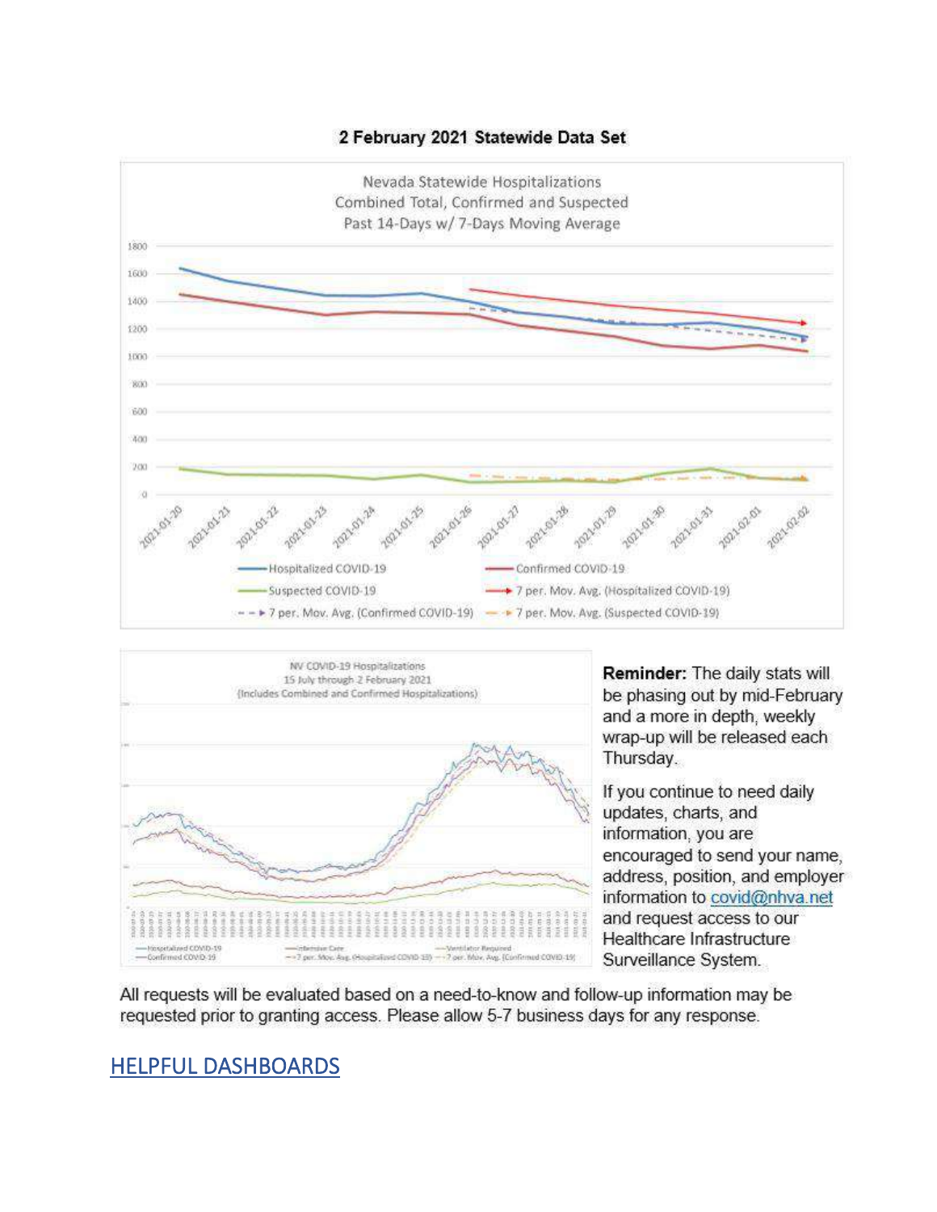## 2 February 2021 Statewide Data Set

**Reminder:** The daily stats will be phasing out by mid-February and a more in depth, weekly wrap-up will be released each Thursday.

If you continue to need daily updates, charts, and information, you are encouraged to send your name, address, position, and employer information to covid@nhva.net and request access to our Healthcare Infrastructure Surveillance System.

All requests will be evaluated based on a need-to-know and follow-up information may be requested prior to granting access. Please allow 5-7 business days for any response.

## HELPFUL DASHBOARDS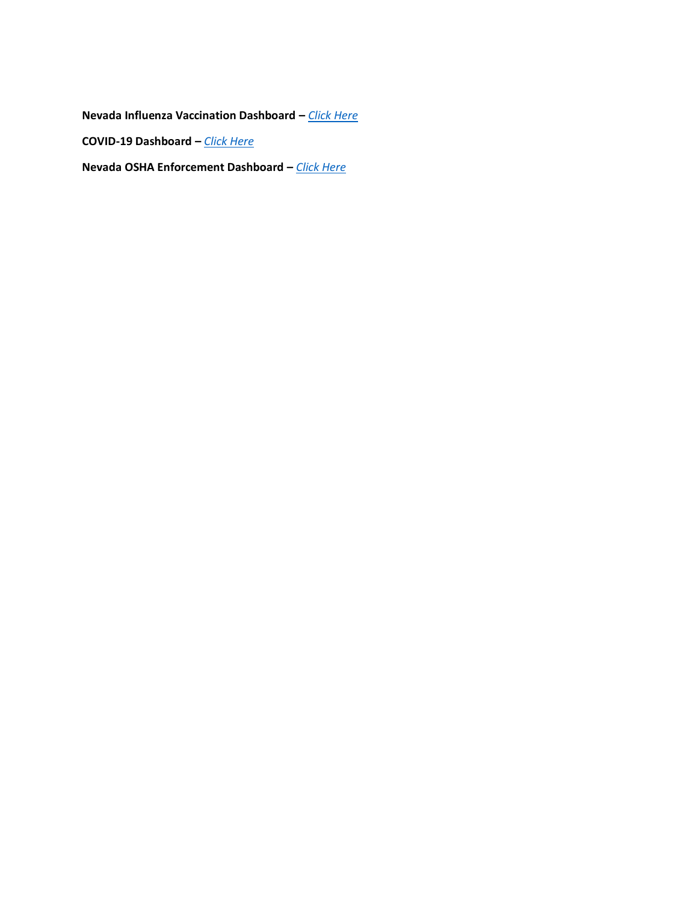**Nevada Influenza Vaccination Dashboard –** *Click Here*

**COVID-19 Dashboard –** *Click Here*

**Nevada OSHA Enforcement Dashboard –** *Click Here*